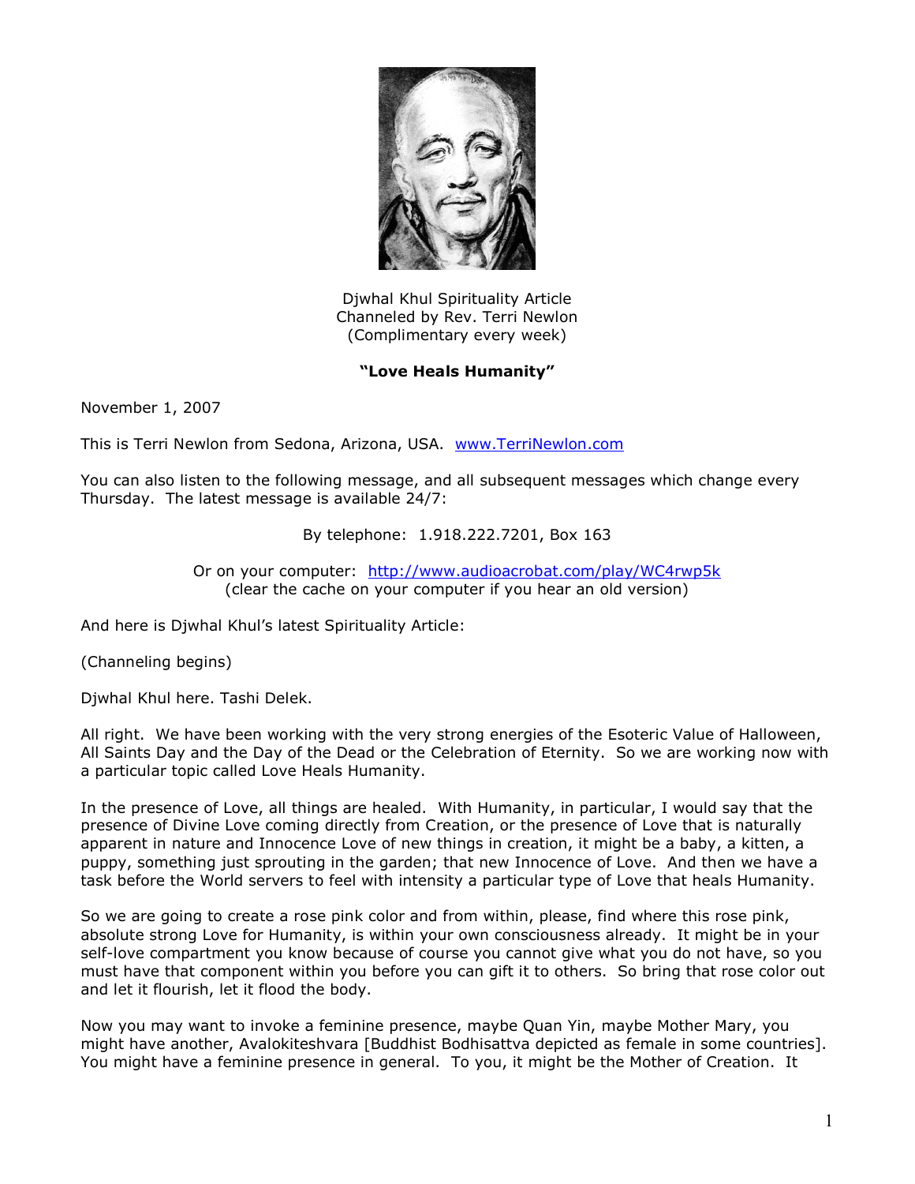Djwhal Khul Spirituality Article
Channeled by Rev. Terri Newlon
(Complimentary every week)

**"Love Heals Humanity"**

November 1, 2007

This is Terri Newlon from Sedona, Arizona, USA. [www.TerriNewlon.com](http://www.TerriNewlon.com)

You can also listen to the following message, and all subsequent messages which change every Thursday. The latest message is available 24/7:

By telephone: 1.918.222.7201, Box 163

Or on your computer: [http://www.audioacrobat.com/play/WC4rwp5k](http://www.audioacrobat.com/play/WC4rwp5k)
(clear the cache on your computer if you hear an old version)

And here is Djwhal Khul's latest Spirituality Article:

(Channeling begins)

Djwhal Khul here. Tashi Delek.

All right. We have been working with the very strong energies of the Esoteric Value of Halloween, All Saints Day and the Day of the Dead or the Celebration of Eternity. So we are working now with a particular topic called Love Heals Humanity.

In the presence of Love, all things are healed. With Humanity, in particular, I would say that the presence of Divine Love coming directly from Creation, or the presence of Love that is naturally apparent in nature and Innocence Love of new things in creation, it might be a baby, a kitten, a puppy, something just sprouting in the garden; that new Innocence of Love. And then we have a task before the World servers to feel with intensity a particular type of Love that heals Humanity.

So we are going to create a rose pink color and from within, please, find where this rose pink, absolute strong Love for Humanity, is within your own consciousness already. It might be in your self-love compartment you know because of course you cannot give what you do not have, so you must have that component within you before you can gift it to others. So bring that rose color out and let it flourish, let it flood the body.

Now you may want to invoke a feminine presence, maybe Quan Yin, maybe Mother Mary, you might have another, Avalokiteshvara [Buddhist Bodhisattva depicted as female in some countries]. You might have a feminine presence in general. To you, it might be the Mother of Creation. It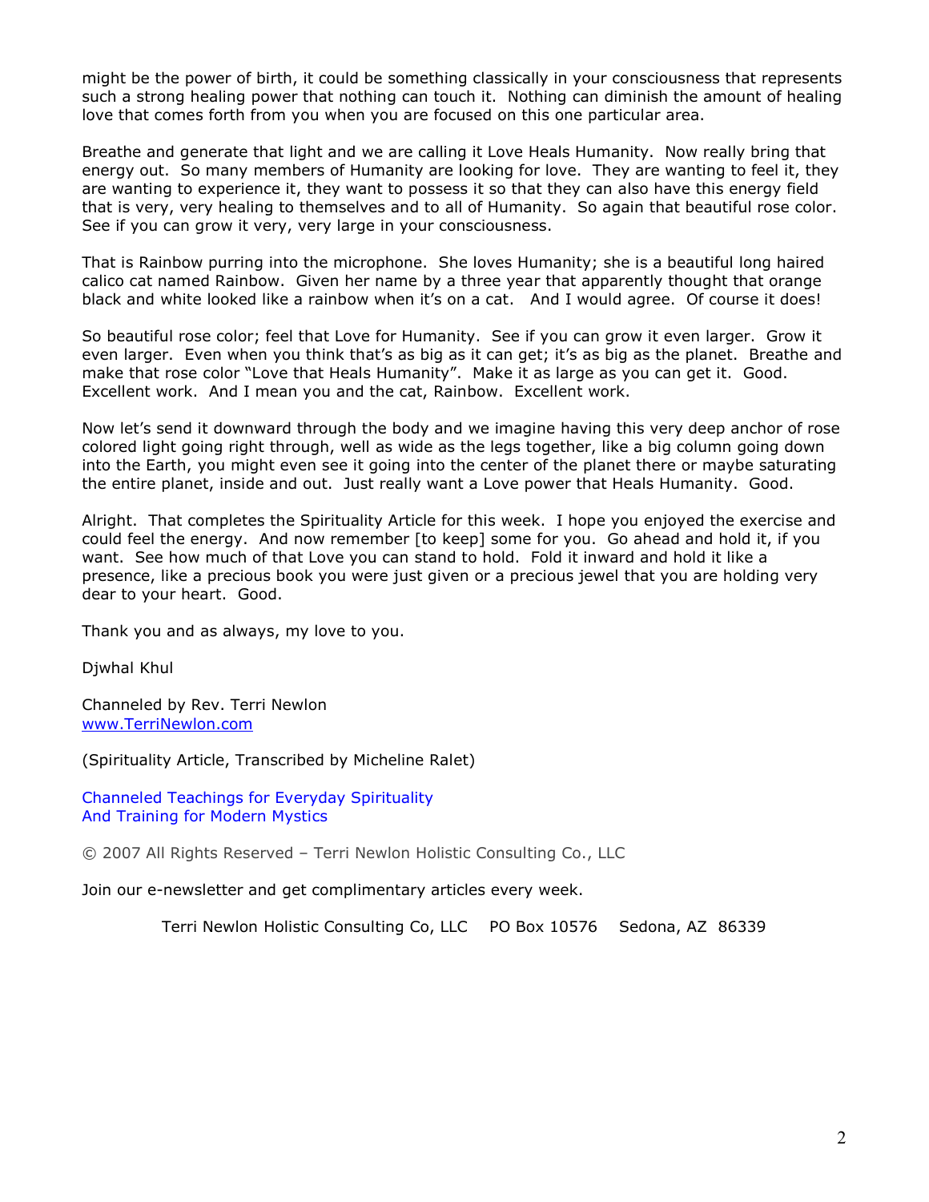might be the power of birth, it could be something classically in your consciousness that represents such a strong healing power that nothing can touch it. Nothing can diminish the amount of healing love that comes forth from you when you are focused on this one particular area.

Breathe and generate that light and we are calling it Love Heals Humanity. Now really bring that energy out. So many members of Humanity are looking for love. They are wanting to feel it, they are wanting to experience it, they want to possess it so that they can also have this energy field that is very, very healing to themselves and to all of Humanity. So again that beautiful rose color. See if you can grow it very, very large in your consciousness.

That is Rainbow purring into the microphone. She loves Humanity; she is a beautiful long haired calico cat named Rainbow. Given her name by a three year that apparently thought that orange black and white looked like a rainbow when it's on a cat. And I would agree. Of course it does!

So beautiful rose color; feel that Love for Humanity. See if you can grow it even larger. Grow it even larger. Even when you think that's as big as it can get; it's as big as the planet. Breathe and make that rose color "Love that Heals Humanity". Make it as large as you can get it. Good. Excellent work. And I mean you and the cat, Rainbow. Excellent work.

Now let's send it downward through the body and we imagine having this very deep anchor of rose colored light going right through, well as wide as the legs together, like a big column going down into the Earth, you might even see it going into the center of the planet there or maybe saturating the entire planet, inside and out. Just really want a Love power that Heals Humanity. Good.

Alright. That completes the Spirituality Article for this week. I hope you enjoyed the exercise and could feel the energy. And now remember [to keep] some for you. Go ahead and hold it, if you want. See how much of that Love you can stand to hold. Fold it inward and hold it like a presence, like a precious book you were just given or a precious jewel that you are holding very dear to your heart. Good.

Thank you and as always, my love to you.

Djwhal Khul

Channeled by Rev. Terri Newlon
www.TerriNewlon.com

(Spirituality Article, Transcribed by Micheline Ralet)

Channeled Teachings for Everyday Spirituality
And Training for Modern Mystics

© 2007 All Rights Reserved – Terri Newlon Holistic Consulting Co., LLC

Join our e-newsletter and get complimentary articles every week.

Terri Newlon Holistic Consulting Co, LLC PO Box 10576 Sedona, AZ 86339